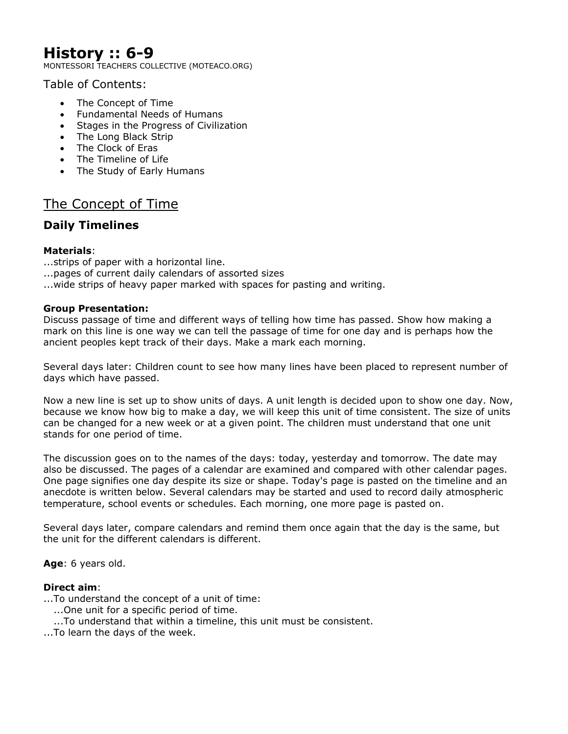# History :: 6-9

MONTESSORI TEACHERS COLLECTIVE (MOTEACO.ORG)

Table of Contents:

- The Concept of Time
- Fundamental Needs of Humans
- Stages in the Progress of Civilization
- The Long Black Strip
- The Clock of Eras
- The Timeline of Life
- The Study of Early Humans

## The Concept of Time

### Daily Timelines

**Materials**:
...strips of paper with a horizontal line.
...pages of current daily calendars of assorted sizes
...wide strips of heavy paper marked with spaces for pasting and writing.

**Group Presentation:**
Discuss passage of time and different ways of telling how time has passed. Show how making a mark on this line is one way we can tell the passage of time for one day and is perhaps how the ancient peoples kept track of their days. Make a mark each morning.

Several days later: Children count to see how many lines have been placed to represent number of days which have passed.

Now a new line is set up to show units of days. A unit length is decided upon to show one day. Now, because we know how big to make a day, we will keep this unit of time consistent. The size of units can be changed for a new week or at a given point. The children must understand that one unit stands for one period of time.

The discussion goes on to the names of the days: today, yesterday and tomorrow. The date may also be discussed. The pages of a calendar are examined and compared with other calendar pages. One page signifies one day despite its size or shape. Today's page is pasted on the timeline and an anecdote is written below. Several calendars may be started and used to record daily atmospheric temperature, school events or schedules. Each morning, one more page is pasted on.

Several days later, compare calendars and remind them once again that the day is the same, but the unit for the different calendars is different.

**Age**: 6 years old.

**Direct aim**:
...To understand the concept of a unit of time:
...One unit for a specific period of time.
...To understand that within a timeline, this unit must be consistent.
...To learn the days of the week.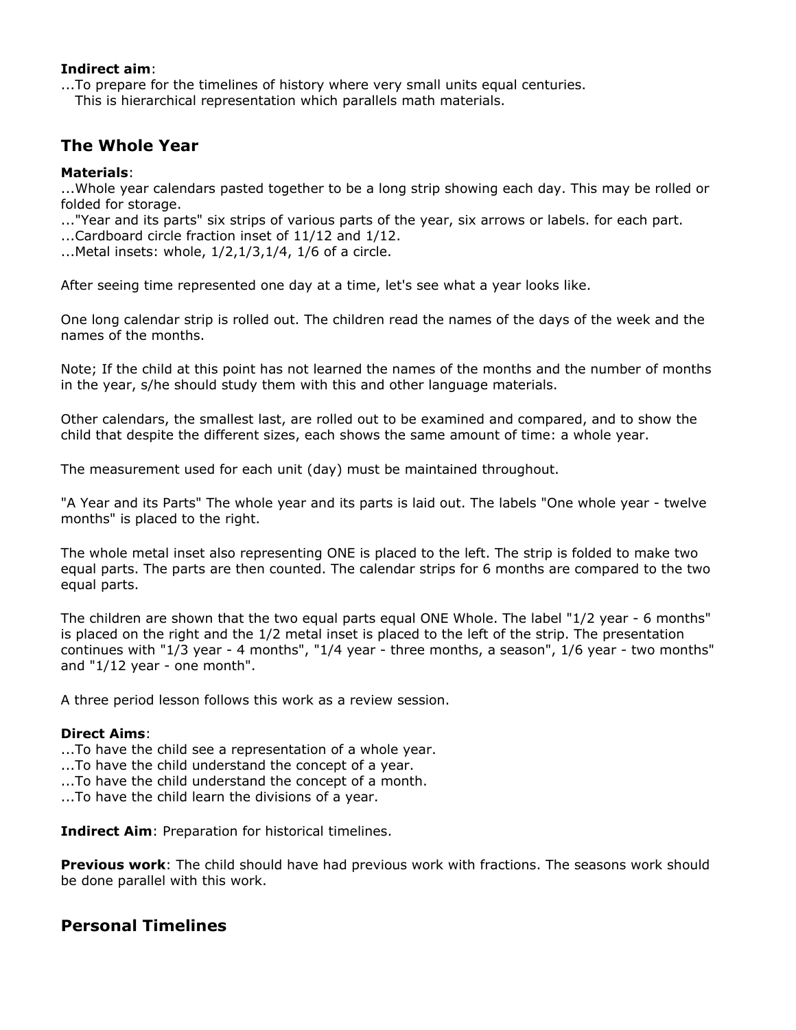**Indirect aim**:
...To prepare for the timelines of history where very small units equal centuries.
This is hierarchical representation which parallels math materials.

## The Whole Year

**Materials**:
...Whole year calendars pasted together to be a long strip showing each day. This may be rolled or folded for storage.
..."Year and its parts" six strips of various parts of the year, six arrows or labels. for each part.
...Cardboard circle fraction inset of 11/12 and 1/12.
...Metal insets: whole, 1/2,1/3,1/4, 1/6 of a circle.

After seeing time represented one day at a time, let's see what a year looks like.

One long calendar strip is rolled out. The children read the names of the days of the week and the names of the months.

Note; If the child at this point has not learned the names of the months and the number of months in the year, s/he should study them with this and other language materials.

Other calendars, the smallest last, are rolled out to be examined and compared, and to show the child that despite the different sizes, each shows the same amount of time: a whole year.

The measurement used for each unit (day) must be maintained throughout.

"A Year and its Parts" The whole year and its parts is laid out. The labels "One whole year - twelve months" is placed to the right.

The whole metal inset also representing ONE is placed to the left. The strip is folded to make two equal parts. The parts are then counted. The calendar strips for 6 months are compared to the two equal parts.

The children are shown that the two equal parts equal ONE Whole. The label "1/2 year - 6 months" is placed on the right and the 1/2 metal inset is placed to the left of the strip. The presentation continues with "1/3 year - 4 months", "1/4 year - three months, a season", 1/6 year - two months" and "1/12 year - one month".

A three period lesson follows this work as a review session.

**Direct Aims**:
...To have the child see a representation of a whole year.
...To have the child understand the concept of a year.
...To have the child understand the concept of a month.
...To have the child learn the divisions of a year.

**Indirect Aim**: Preparation for historical timelines.

**Previous work**: The child should have had previous work with fractions. The seasons work should be done parallel with this work.

## Personal Timelines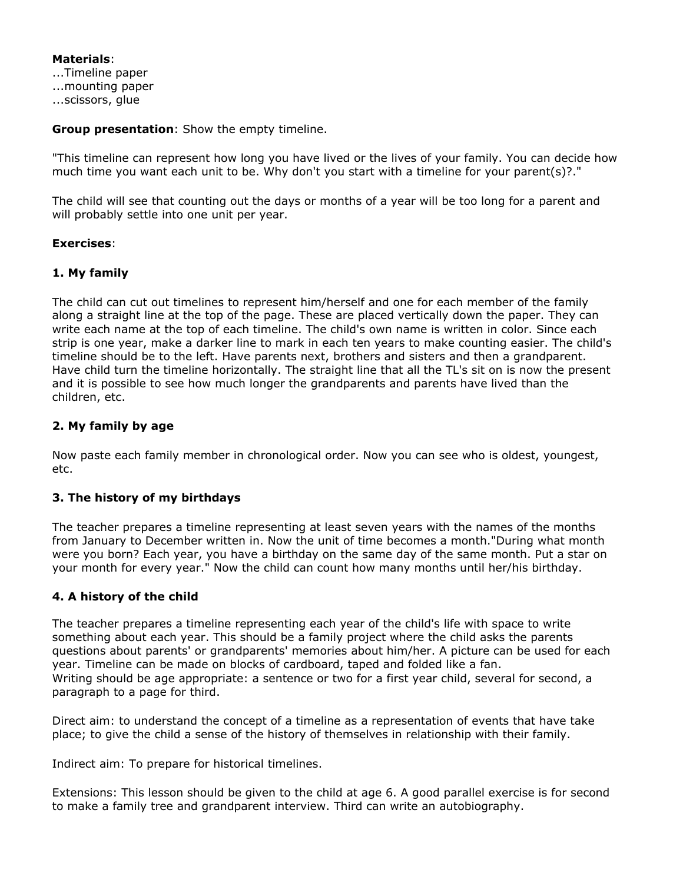**Materials**:
...Timeline paper
...mounting paper
...scissors, glue

**Group presentation**: Show the empty timeline.

"This timeline can represent how long you have lived or the lives of your family. You can decide how much time you want each unit to be. Why don't you start with a timeline for your parent(s)?."

The child will see that counting out the days or months of a year will be too long for a parent and will probably settle into one unit per year.

**Exercises**:

### 1. My family

The child can cut out timelines to represent him/herself and one for each member of the family along a straight line at the top of the page. These are placed vertically down the paper. They can write each name at the top of each timeline. The child's own name is written in color. Since each strip is one year, make a darker line to mark in each ten years to make counting easier. The child's timeline should be to the left. Have parents next, brothers and sisters and then a grandparent. Have child turn the timeline horizontally. The straight line that all the TL's sit on is now the present and it is possible to see how much longer the grandparents and parents have lived than the children, etc.

### 2. My family by age

Now paste each family member in chronological order. Now you can see who is oldest, youngest, etc.

### 3. The history of my birthdays

The teacher prepares a timeline representing at least seven years with the names of the months from January to December written in. Now the unit of time becomes a month."During what month were you born? Each year, you have a birthday on the same day of the same month. Put a star on your month for every year." Now the child can count how many months until her/his birthday.

### 4. A history of the child

The teacher prepares a timeline representing each year of the child's life with space to write something about each year. This should be a family project where the child asks the parents questions about parents' or grandparents' memories about him/her. A picture can be used for each year. Timeline can be made on blocks of cardboard, taped and folded like a fan.
Writing should be age appropriate: a sentence or two for a first year child, several for second, a paragraph to a page for third.

Direct aim: to understand the concept of a timeline as a representation of events that have take place; to give the child a sense of the history of themselves in relationship with their family.

Indirect aim: To prepare for historical timelines.

Extensions: This lesson should be given to the child at age 6. A good parallel exercise is for second to make a family tree and grandparent interview. Third can write an autobiography.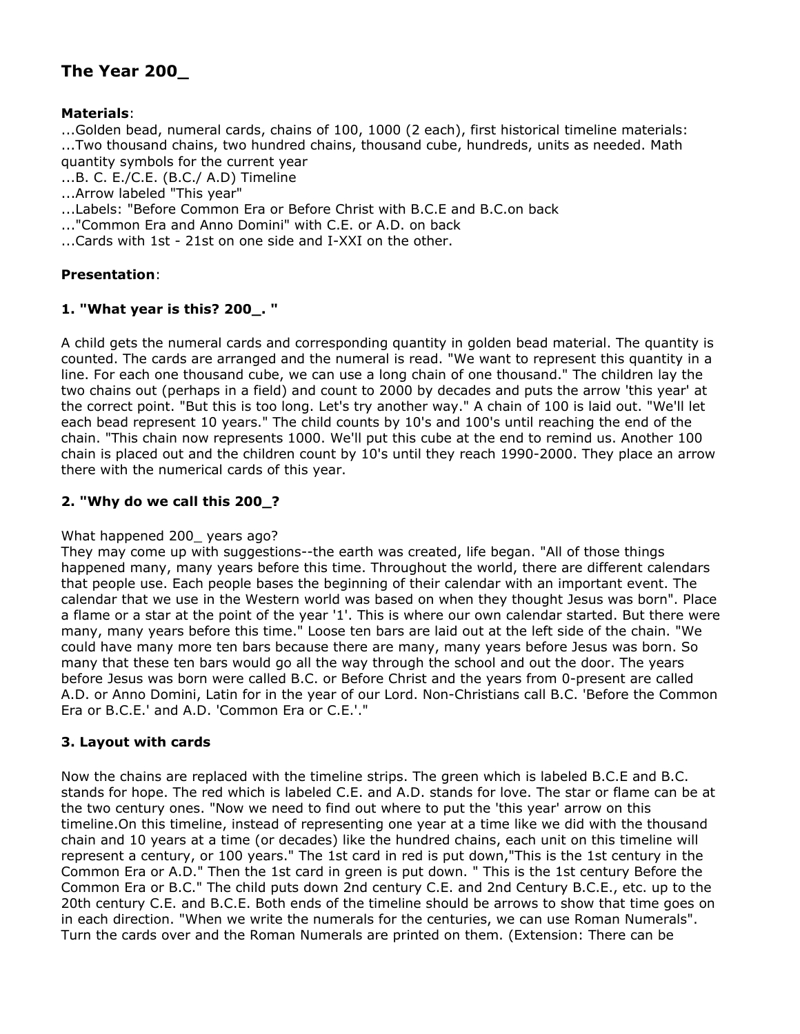## The Year 200_

**Materials**:

...Golden bead, numeral cards, chains of 100, 1000 (2 each), first historical timeline materials:
...Two thousand chains, two hundred chains, thousand cube, hundreds, units as needed. Math quantity symbols for the current year
...B. C. E./C.E. (B.C./ A.D) Timeline
...Arrow labeled "This year"
...Labels: "Before Common Era or Before Christ with B.C.E and B.C.on back
..."Common Era and Anno Domini" with C.E. or A.D. on back
...Cards with 1st - 21st on one side and I-XXI on the other.

**Presentation**:

**1. "What year is this? 200_. "**

A child gets the numeral cards and corresponding quantity in golden bead material. The quantity is counted. The cards are arranged and the numeral is read. "We want to represent this quantity in a line. For each one thousand cube, we can use a long chain of one thousand." The children lay the two chains out (perhaps in a field) and count to 2000 by decades and puts the arrow 'this year' at the correct point. "But this is too long. Let's try another way." A chain of 100 is laid out. "We'll let each bead represent 10 years." The child counts by 10's and 100's until reaching the end of the chain. "This chain now represents 1000. We'll put this cube at the end to remind us. Another 100 chain is placed out and the children count by 10's until they reach 1990-2000. They place an arrow there with the numerical cards of this year.

**2. "Why do we call this 200_?**

What happened 200_ years ago?
They may come up with suggestions--the earth was created, life began. "All of those things happened many, many years before this time. Throughout the world, there are different calendars that people use. Each people bases the beginning of their calendar with an important event. The calendar that we use in the Western world was based on when they thought Jesus was born". Place a flame or a star at the point of the year '1'. This is where our own calendar started. But there were many, many years before this time." Loose ten bars are laid out at the left side of the chain. "We could have many more ten bars because there are many, many years before Jesus was born. So many that these ten bars would go all the way through the school and out the door. The years before Jesus was born were called B.C. or Before Christ and the years from 0-present are called A.D. or Anno Domini, Latin for in the year of our Lord. Non-Christians call B.C. 'Before the Common Era or B.C.E.' and A.D. 'Common Era or C.E.'."

**3. Layout with cards**

Now the chains are replaced with the timeline strips. The green which is labeled B.C.E and B.C. stands for hope. The red which is labeled C.E. and A.D. stands for love. The star or flame can be at the two century ones. "Now we need to find out where to put the 'this year' arrow on this timeline.On this timeline, instead of representing one year at a time like we did with the thousand chain and 10 years at a time (or decades) like the hundred chains, each unit on this timeline will represent a century, or 100 years." The 1st card in red is put down,"This is the 1st century in the Common Era or A.D." Then the 1st card in green is put down. " This is the 1st century Before the Common Era or B.C." The child puts down 2nd century C.E. and 2nd Century B.C.E., etc. up to the 20th century C.E. and B.C.E. Both ends of the timeline should be arrows to show that time goes on in each direction. "When we write the numerals for the centuries, we can use Roman Numerals". Turn the cards over and the Roman Numerals are printed on them. (Extension: There can be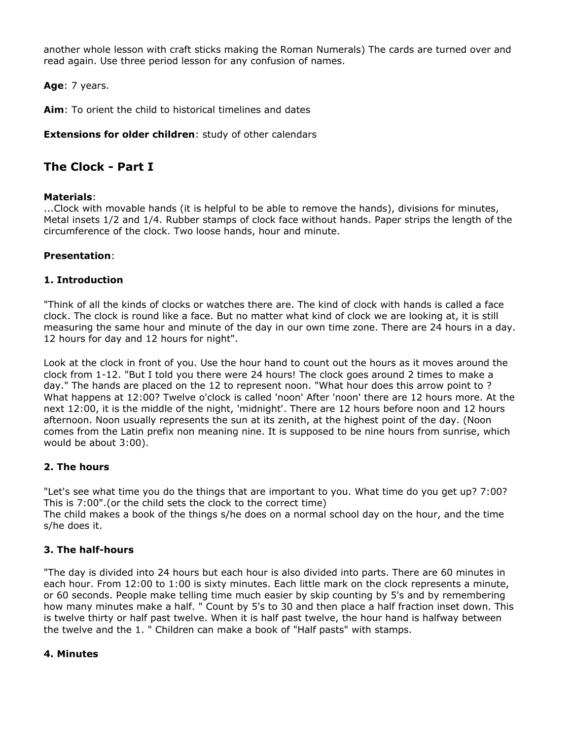another whole lesson with craft sticks making the Roman Numerals) The cards are turned over and read again. Use three period lesson for any confusion of names.

**Age**: 7 years.

**Aim**: To orient the child to historical timelines and dates

**Extensions for older children**: study of other calendars

## The Clock - Part I

**Materials**:
...Clock with movable hands (it is helpful to be able to remove the hands), divisions for minutes, Metal insets 1/2 and 1/4. Rubber stamps of clock face without hands. Paper strips the length of the circumference of the clock. Two loose hands, hour and minute.

**Presentation**:

### 1. Introduction

"Think of all the kinds of clocks or watches there are. The kind of clock with hands is called a face clock. The clock is round like a face. But no matter what kind of clock we are looking at, it is still measuring the same hour and minute of the day in our own time zone. There are 24 hours in a day. 12 hours for day and 12 hours for night".

Look at the clock in front of you. Use the hour hand to count out the hours as it moves around the clock from 1-12. "But I told you there were 24 hours! The clock goes around 2 times to make a day." The hands are placed on the 12 to represent noon. "What hour does this arrow point to ? What happens at 12:00? Twelve o'clock is called 'noon' After 'noon' there are 12 hours more. At the next 12:00, it is the middle of the night, 'midnight'. There are 12 hours before noon and 12 hours afternoon. Noon usually represents the sun at its zenith, at the highest point of the day. (Noon comes from the Latin prefix non meaning nine. It is supposed to be nine hours from sunrise, which would be about 3:00).

### 2. The hours

"Let's see what time you do the things that are important to you. What time do you get up? 7:00? This is 7:00".(or the child sets the clock to the correct time)
The child makes a book of the things s/he does on a normal school day on the hour, and the time s/he does it.

### 3. The half-hours

"The day is divided into 24 hours but each hour is also divided into parts. There are 60 minutes in each hour. From 12:00 to 1:00 is sixty minutes. Each little mark on the clock represents a minute, or 60 seconds. People make telling time much easier by skip counting by 5's and by remembering how many minutes make a half. " Count by 5's to 30 and then place a half fraction inset down. This is twelve thirty or half past twelve. When it is half past twelve, the hour hand is halfway between the twelve and the 1. " Children can make a book of "Half pasts" with stamps.

### 4. Minutes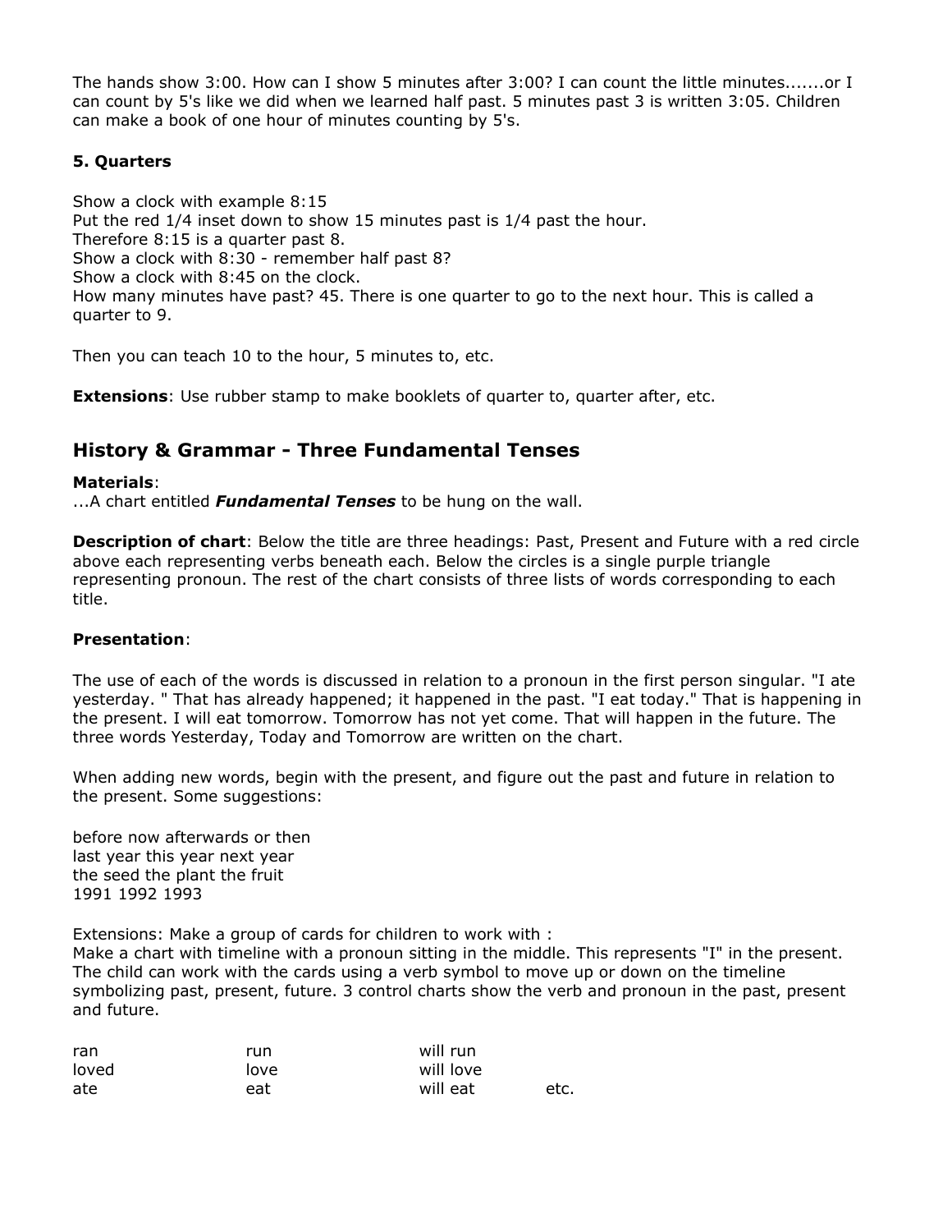The hands show 3:00. How can I show 5 minutes after 3:00? I can count the little minutes.......or I can count by 5's like we did when we learned half past. 5 minutes past 3 is written 3:05. Children can make a book of one hour of minutes counting by 5's.

**5. Quarters**

Show a clock with example 8:15
Put the red 1/4 inset down to show 15 minutes past is 1/4 past the hour.
Therefore 8:15 is a quarter past 8.
Show a clock with 8:30 - remember half past 8?
Show a clock with 8:45 on the clock.
How many minutes have past? 45. There is one quarter to go to the next hour. This is called a quarter to 9.

Then you can teach 10 to the hour, 5 minutes to, etc.

**Extensions**: Use rubber stamp to make booklets of quarter to, quarter after, etc.

## History & Grammar - Three Fundamental Tenses

**Materials**:
...A chart entitled ***Fundamental Tenses*** to be hung on the wall.

**Description of chart**: Below the title are three headings: Past, Present and Future with a red circle above each representing verbs beneath each. Below the circles is a single purple triangle representing pronoun. The rest of the chart consists of three lists of words corresponding to each title.

**Presentation**:

The use of each of the words is discussed in relation to a pronoun in the first person singular. "I ate yesterday. " That has already happened; it happened in the past. "I eat today." That is happening in the present. I will eat tomorrow. Tomorrow has not yet come. That will happen in the future. The three words Yesterday, Today and Tomorrow are written on the chart.

When adding new words, begin with the present, and figure out the past and future in relation to the present. Some suggestions:

before now afterwards or then
last year this year next year
the seed the plant the fruit
1991 1992 1993

Extensions: Make a group of cards for children to work with :
Make a chart with timeline with a pronoun sitting in the middle. This represents "I" in the present. The child can work with the cards using a verb symbol to move up or down on the timeline symbolizing past, present, future. 3 control charts show the verb and pronoun in the past, present and future.

| | | | |
|---|---|---|---|
| ran | run | will run | |
| loved | love | will love | |
| ate | eat | will eat | etc. |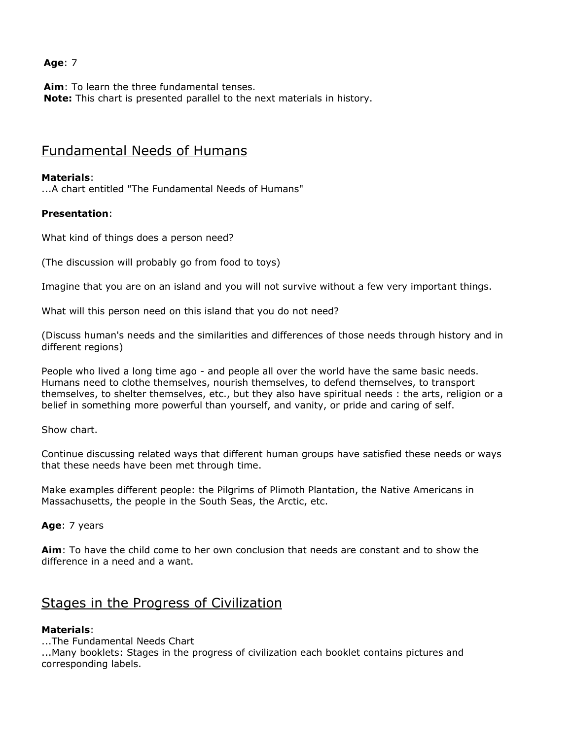**Age**: 7

**Aim**: To learn the three fundamental tenses.
**Note:** This chart is presented parallel to the next materials in history.

## Fundamental Needs of Humans

**Materials**:
...A chart entitled "The Fundamental Needs of Humans"

**Presentation**:

What kind of things does a person need?

(The discussion will probably go from food to toys)

Imagine that you are on an island and you will not survive without a few very important things.

What will this person need on this island that you do not need?

(Discuss human's needs and the similarities and differences of those needs through history and in different regions)

People who lived a long time ago - and people all over the world have the same basic needs. Humans need to clothe themselves, nourish themselves, to defend themselves, to transport themselves, to shelter themselves, etc., but they also have spiritual needs : the arts, religion or a belief in something more powerful than yourself, and vanity, or pride and caring of self.

Show chart.

Continue discussing related ways that different human groups have satisfied these needs or ways that these needs have been met through time.

Make examples different people: the Pilgrims of Plimoth Plantation, the Native Americans in Massachusetts, the people in the South Seas, the Arctic, etc.

**Age**: 7 years

**Aim**: To have the child come to her own conclusion that needs are constant and to show the difference in a need and a want.

## Stages in the Progress of Civilization

**Materials**:
...The Fundamental Needs Chart
...Many booklets: Stages in the progress of civilization each booklet contains pictures and corresponding labels.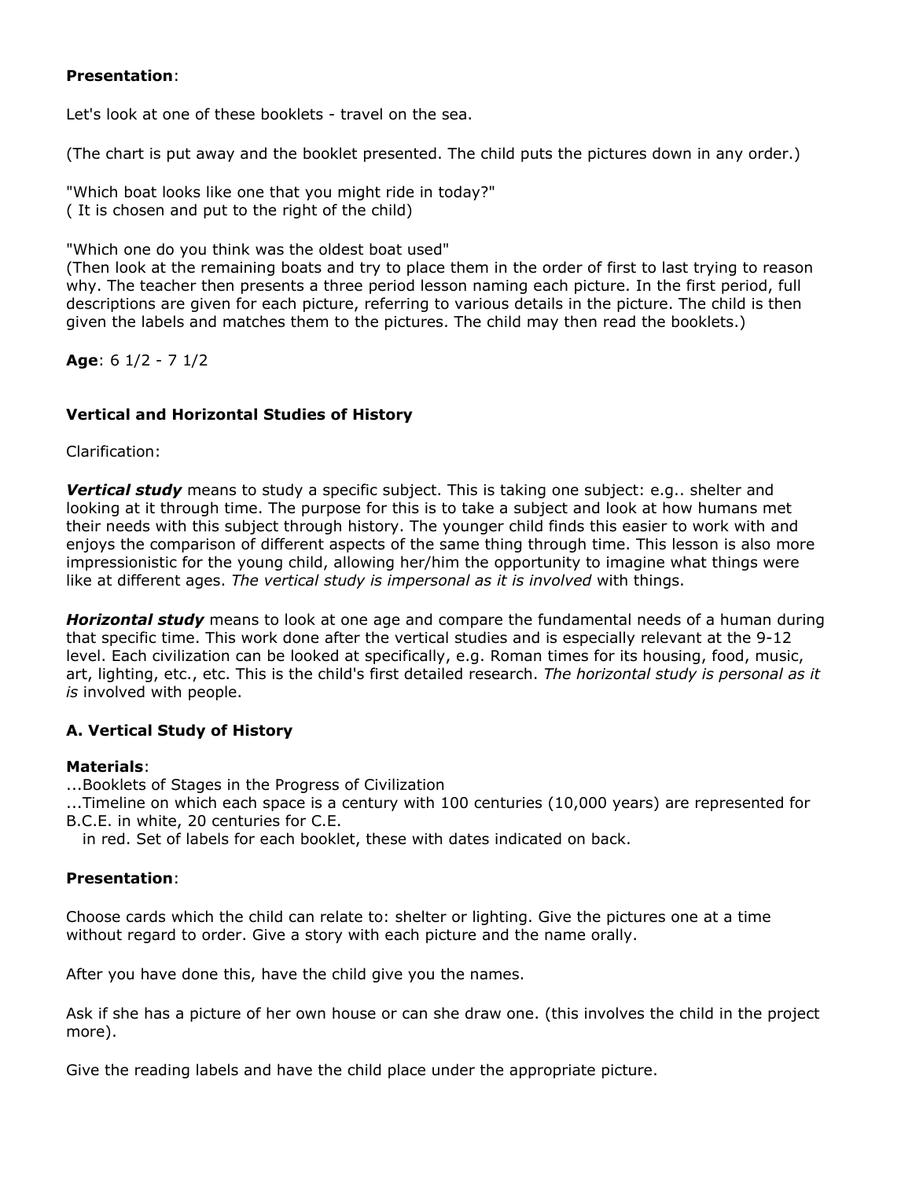**Presentation**:

Let's look at one of these booklets - travel on the sea.

(The chart is put away and the booklet presented. The child puts the pictures down in any order.)

"Which boat looks like one that you might ride in today?"
( It is chosen and put to the right of the child)

"Which one do you think was the oldest boat used"
(Then look at the remaining boats and try to place them in the order of first to last trying to reason why. The teacher then presents a three period lesson naming each picture. In the first period, full descriptions are given for each picture, referring to various details in the picture. The child is then given the labels and matches them to the pictures. The child may then read the booklets.)

**Age**: 6 1/2 - 7 1/2

### Vertical and Horizontal Studies of History

Clarification:

***Vertical study*** means to study a specific subject. This is taking one subject: e.g.. shelter and looking at it through time. The purpose for this is to take a subject and look at how humans met their needs with this subject through history. The younger child finds this easier to work with and enjoys the comparison of different aspects of the same thing through time. This lesson is also more impressionistic for the young child, allowing her/him the opportunity to imagine what things were like at different ages. *The vertical study is impersonal as it is involved* with things.

***Horizontal study*** means to look at one age and compare the fundamental needs of a human during that specific time. This work done after the vertical studies and is especially relevant at the 9-12 level. Each civilization can be looked at specifically, e.g. Roman times for its housing, food, music, art, lighting, etc., etc. This is the child's first detailed research. *The horizontal study is personal as it is* involved with people.

### A. Vertical Study of History

**Materials**:

...Booklets of Stages in the Progress of Civilization
...Timeline on which each space is a century with 100 centuries (10,000 years) are represented for B.C.E. in white, 20 centuries for C.E.
in red. Set of labels for each booklet, these with dates indicated on back.

**Presentation**:

Choose cards which the child can relate to: shelter or lighting. Give the pictures one at a time without regard to order. Give a story with each picture and the name orally.

After you have done this, have the child give you the names.

Ask if she has a picture of her own house or can she draw one. (this involves the child in the project more).

Give the reading labels and have the child place under the appropriate picture.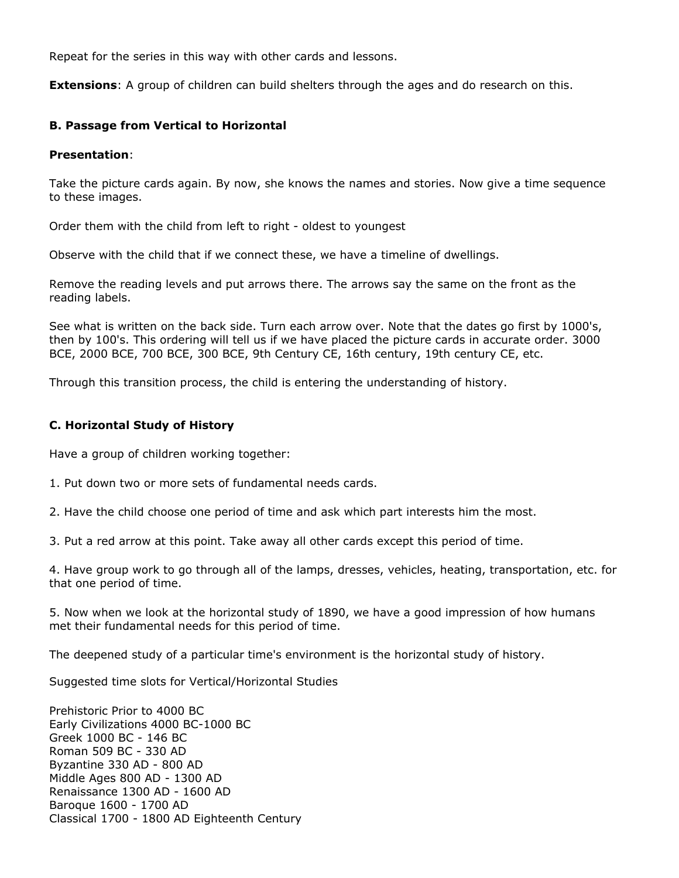Repeat for the series in this way with other cards and lessons.

**Extensions**: A group of children can build shelters through the ages and do research on this.

### B. Passage from Vertical to Horizontal

**Presentation**:

Take the picture cards again. By now, she knows the names and stories. Now give a time sequence to these images.

Order them with the child from left to right - oldest to youngest

Observe with the child that if we connect these, we have a timeline of dwellings.

Remove the reading levels and put arrows there. The arrows say the same on the front as the reading labels.

See what is written on the back side. Turn each arrow over. Note that the dates go first by 1000's, then by 100's. This ordering will tell us if we have placed the picture cards in accurate order. 3000 BCE, 2000 BCE, 700 BCE, 300 BCE, 9th Century CE, 16th century, 19th century CE, etc.

Through this transition process, the child is entering the understanding of history.

### C. Horizontal Study of History

Have a group of children working together:

1. Put down two or more sets of fundamental needs cards.

2. Have the child choose one period of time and ask which part interests him the most.

3. Put a red arrow at this point. Take away all other cards except this period of time.

4. Have group work to go through all of the lamps, dresses, vehicles, heating, transportation, etc. for that one period of time.

5. Now when we look at the horizontal study of 1890, we have a good impression of how humans met their fundamental needs for this period of time.

The deepened study of a particular time's environment is the horizontal study of history.

Suggested time slots for Vertical/Horizontal Studies

Prehistoric Prior to 4000 BC
Early Civilizations 4000 BC-1000 BC
Greek 1000 BC - 146 BC
Roman 509 BC - 330 AD
Byzantine 330 AD - 800 AD
Middle Ages 800 AD - 1300 AD
Renaissance 1300 AD - 1600 AD
Baroque 1600 - 1700 AD
Classical 1700 - 1800 AD Eighteenth Century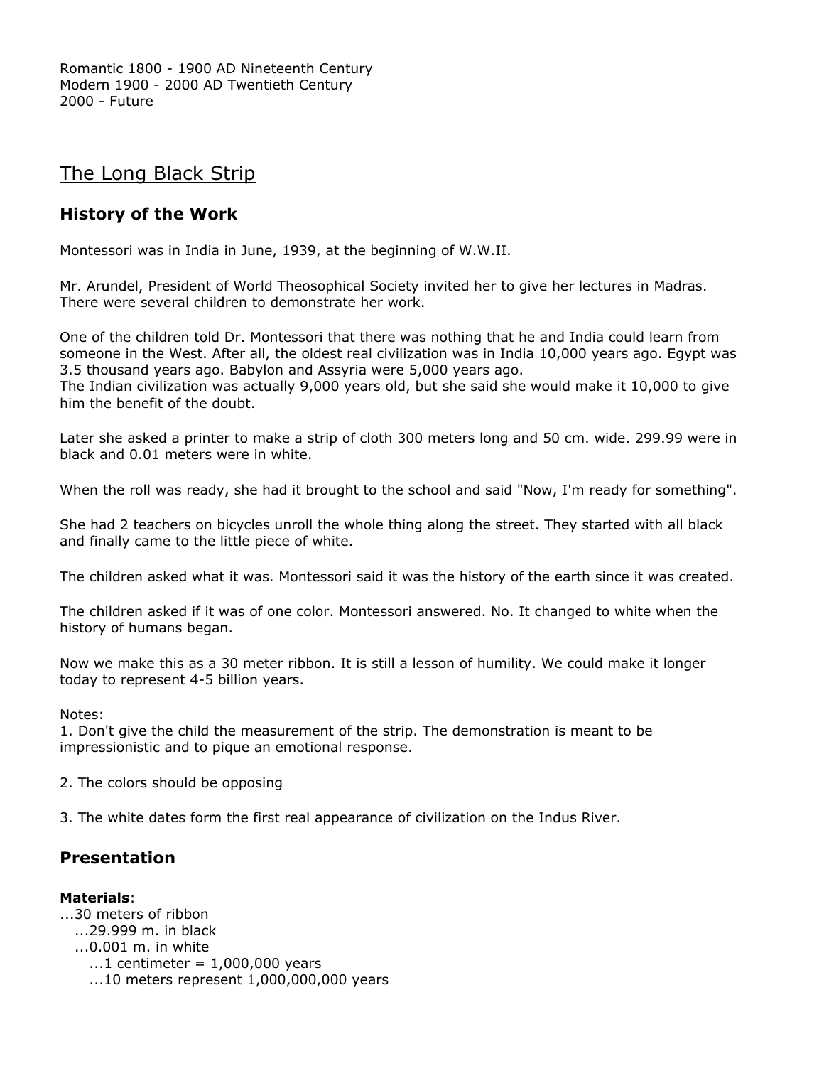Romantic 1800 - 1900 AD Nineteenth Century
Modern 1900 - 2000 AD Twentieth Century
2000 - Future

# The Long Black Strip

## History of the Work

Montessori was in India in June, 1939, at the beginning of W.W.II.

Mr. Arundel, President of World Theosophical Society invited her to give her lectures in Madras. There were several children to demonstrate her work.

One of the children told Dr. Montessori that there was nothing that he and India could learn from someone in the West. After all, the oldest real civilization was in India 10,000 years ago. Egypt was 3.5 thousand years ago. Babylon and Assyria were 5,000 years ago.
The Indian civilization was actually 9,000 years old, but she said she would make it 10,000 to give him the benefit of the doubt.

Later she asked a printer to make a strip of cloth 300 meters long and 50 cm. wide. 299.99 were in black and 0.01 meters were in white.

When the roll was ready, she had it brought to the school and said "Now, I'm ready for something".

She had 2 teachers on bicycles unroll the whole thing along the street. They started with all black and finally came to the little piece of white.

The children asked what it was. Montessori said it was the history of the earth since it was created.

The children asked if it was of one color. Montessori answered. No. It changed to white when the history of humans began.

Now we make this as a 30 meter ribbon. It is still a lesson of humility. We could make it longer today to represent 4-5 billion years.

Notes:
1. Don't give the child the measurement of the strip. The demonstration is meant to be impressionistic and to pique an emotional response.

2. The colors should be opposing

3. The white dates form the first real appearance of civilization on the Indus River.

## Presentation

**Materials**:
...30 meters of ribbon
   ...29.999 m. in black
   ...0.001 m. in white
      ...1 centimeter = 1,000,000 years
      ...10 meters represent 1,000,000,000 years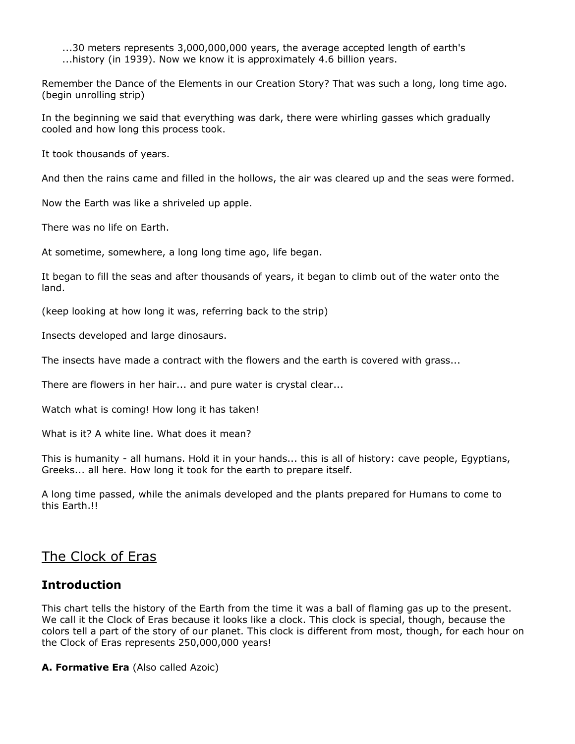...30 meters represents 3,000,000,000 years, the average accepted length of earth's
...history (in 1939). Now we know it is approximately 4.6 billion years.

Remember the Dance of the Elements in our Creation Story? That was such a long, long time ago. (begin unrolling strip)

In the beginning we said that everything was dark, there were whirling gasses which gradually cooled and how long this process took.

It took thousands of years.

And then the rains came and filled in the hollows, the air was cleared up and the seas were formed.

Now the Earth was like a shriveled up apple.

There was no life on Earth.

At sometime, somewhere, a long long time ago, life began.

It began to fill the seas and after thousands of years, it began to climb out of the water onto the land.

(keep looking at how long it was, referring back to the strip)

Insects developed and large dinosaurs.

The insects have made a contract with the flowers and the earth is covered with grass...

There are flowers in her hair... and pure water is crystal clear...

Watch what is coming! How long it has taken!

What is it? A white line. What does it mean?

This is humanity - all humans. Hold it in your hands... this is all of history: cave people, Egyptians, Greeks... all here. How long it took for the earth to prepare itself.

A long time passed, while the animals developed and the plants prepared for Humans to come to this Earth.!!

## The Clock of Eras

### Introduction

This chart tells the history of the Earth from the time it was a ball of flaming gas up to the present. We call it the Clock of Eras because it looks like a clock. This clock is special, though, because the colors tell a part of the story of our planet. This clock is different from most, though, for each hour on the Clock of Eras represents 250,000,000 years!

**A. Formative Era** (Also called Azoic)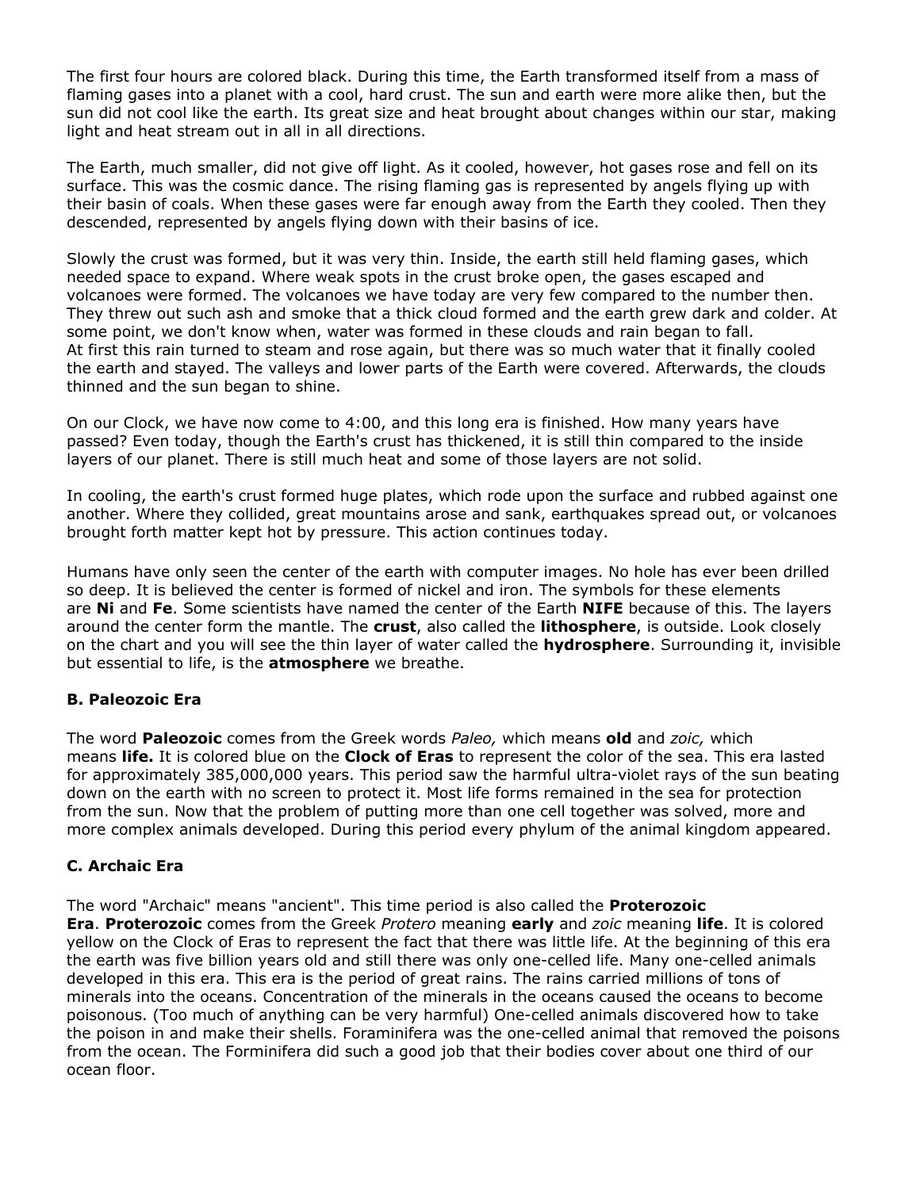The first four hours are colored black. During this time, the Earth transformed itself from a mass of flaming gases into a planet with a cool, hard crust. The sun and earth were more alike then, but the sun did not cool like the earth. Its great size and heat brought about changes within our star, making light and heat stream out in all in all directions.

The Earth, much smaller, did not give off light. As it cooled, however, hot gases rose and fell on its surface. This was the cosmic dance. The rising flaming gas is represented by angels flying up with their basin of coals. When these gases were far enough away from the Earth they cooled. Then they descended, represented by angels flying down with their basins of ice.

Slowly the crust was formed, but it was very thin. Inside, the earth still held flaming gases, which needed space to expand. Where weak spots in the crust broke open, the gases escaped and volcanoes were formed. The volcanoes we have today are very few compared to the number then. They threw out such ash and smoke that a thick cloud formed and the earth grew dark and colder. At some point, we don't know when, water was formed in these clouds and rain began to fall. At first this rain turned to steam and rose again, but there was so much water that it finally cooled the earth and stayed. The valleys and lower parts of the Earth were covered. Afterwards, the clouds thinned and the sun began to shine.

On our Clock, we have now come to 4:00, and this long era is finished. How many years have passed? Even today, though the Earth's crust has thickened, it is still thin compared to the inside layers of our planet. There is still much heat and some of those layers are not solid.

In cooling, the earth's crust formed huge plates, which rode upon the surface and rubbed against one another. Where they collided, great mountains arose and sank, earthquakes spread out, or volcanoes brought forth matter kept hot by pressure. This action continues today.

Humans have only seen the center of the earth with computer images. No hole has ever been drilled so deep. It is believed the center is formed of nickel and iron. The symbols for these elements are **Ni** and **Fe**. Some scientists have named the center of the Earth **NIFE** because of this. The layers around the center form the mantle. The **crust**, also called the **lithosphere**, is outside. Look closely on the chart and you will see the thin layer of water called the **hydrosphere**. Surrounding it, invisible but essential to life, is the **atmosphere** we breathe.

### B. Paleozoic Era

The word **Paleozoic** comes from the Greek words *Paleo,* which means **old** and *zoic,* which means **life.** It is colored blue on the **Clock of Eras** to represent the color of the sea. This era lasted for approximately 385,000,000 years. This period saw the harmful ultra-violet rays of the sun beating down on the earth with no screen to protect it. Most life forms remained in the sea for protection from the sun. Now that the problem of putting more than one cell together was solved, more and more complex animals developed. During this period every phylum of the animal kingdom appeared.

### C. Archaic Era

The word "Archaic" means "ancient". This time period is also called the **Proterozoic Era**. **Proterozoic** comes from the Greek *Protero* meaning **early** and *zoic* meaning **life**. It is colored yellow on the Clock of Eras to represent the fact that there was little life. At the beginning of this era the earth was five billion years old and still there was only one-celled life. Many one-celled animals developed in this era. This era is the period of great rains. The rains carried millions of tons of minerals into the oceans. Concentration of the minerals in the oceans caused the oceans to become poisonous. (Too much of anything can be very harmful) One-celled animals discovered how to take the poison in and make their shells. Foraminifera was the one-celled animal that removed the poisons from the ocean. The Forminifera did such a good job that their bodies cover about one third of our ocean floor.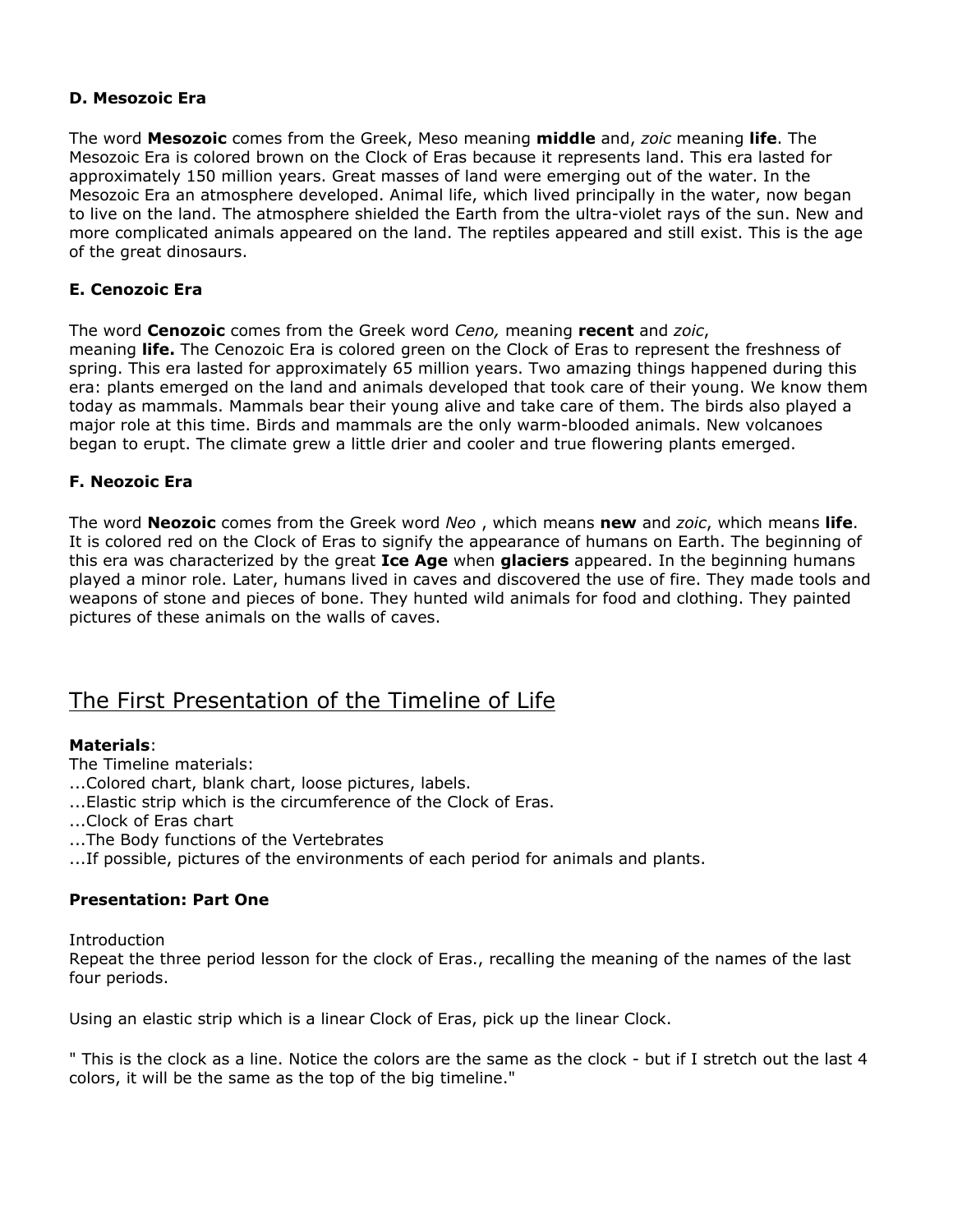### D. Mesozoic Era

The word **Mesozoic** comes from the Greek, Meso meaning **middle** and, *zoic* meaning **life**. The Mesozoic Era is colored brown on the Clock of Eras because it represents land. This era lasted for approximately 150 million years. Great masses of land were emerging out of the water. In the Mesozoic Era an atmosphere developed. Animal life, which lived principally in the water, now began to live on the land. The atmosphere shielded the Earth from the ultra-violet rays of the sun. New and more complicated animals appeared on the land. The reptiles appeared and still exist. This is the age of the great dinosaurs.

### E. Cenozoic Era

The word **Cenozoic** comes from the Greek word *Ceno,* meaning **recent** and *zoic*, meaning **life.** The Cenozoic Era is colored green on the Clock of Eras to represent the freshness of spring. This era lasted for approximately 65 million years. Two amazing things happened during this era: plants emerged on the land and animals developed that took care of their young. We know them today as mammals. Mammals bear their young alive and take care of them. The birds also played a major role at this time. Birds and mammals are the only warm-blooded animals. New volcanoes began to erupt. The climate grew a little drier and cooler and true flowering plants emerged.

### F. Neozoic Era

The word **Neozoic** comes from the Greek word *Neo* , which means **new** and *zoic*, which means **life**. It is colored red on the Clock of Eras to signify the appearance of humans on Earth. The beginning of this era was characterized by the great **Ice Age** when **glaciers** appeared. In the beginning humans played a minor role. Later, humans lived in caves and discovered the use of fire. They made tools and weapons of stone and pieces of bone. They hunted wild animals for food and clothing. They painted pictures of these animals on the walls of caves.

## The First Presentation of the Timeline of Life

**Materials**:

The Timeline materials:
...Colored chart, blank chart, loose pictures, labels.
...Elastic strip which is the circumference of the Clock of Eras.
...Clock of Eras chart
...The Body functions of the Vertebrates
...If possible, pictures of the environments of each period for animals and plants.

**Presentation: Part One**

Introduction
Repeat the three period lesson for the clock of Eras., recalling the meaning of the names of the last four periods.

Using an elastic strip which is a linear Clock of Eras, pick up the linear Clock.

" This is the clock as a line. Notice the colors are the same as the clock - but if I stretch out the last 4 colors, it will be the same as the top of the big timeline."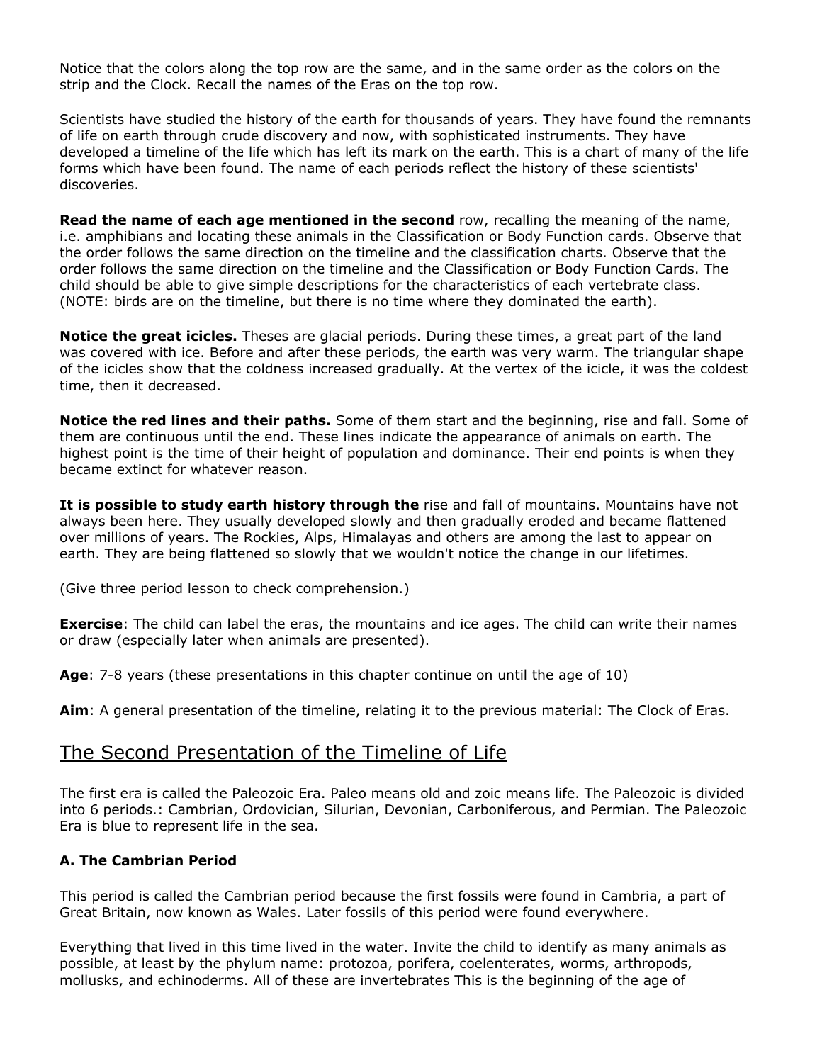Notice that the colors along the top row are the same, and in the same order as the colors on the strip and the Clock. Recall the names of the Eras on the top row.

Scientists have studied the history of the earth for thousands of years. They have found the remnants of life on earth through crude discovery and now, with sophisticated instruments. They have developed a timeline of the life which has left its mark on the earth. This is a chart of many of the life forms which have been found. The name of each periods reflect the history of these scientists' discoveries.

**Read the name of each age mentioned in the second** row, recalling the meaning of the name, i.e. amphibians and locating these animals in the Classification or Body Function cards. Observe that the order follows the same direction on the timeline and the classification charts. Observe that the order follows the same direction on the timeline and the Classification or Body Function Cards. The child should be able to give simple descriptions for the characteristics of each vertebrate class. (NOTE: birds are on the timeline, but there is no time where they dominated the earth).

**Notice the great icicles.** Theses are glacial periods. During these times, a great part of the land was covered with ice. Before and after these periods, the earth was very warm. The triangular shape of the icicles show that the coldness increased gradually. At the vertex of the icicle, it was the coldest time, then it decreased.

**Notice the red lines and their paths.** Some of them start and the beginning, rise and fall. Some of them are continuous until the end. These lines indicate the appearance of animals on earth. The highest point is the time of their height of population and dominance. Their end points is when they became extinct for whatever reason.

**It is possible to study earth history through the** rise and fall of mountains. Mountains have not always been here. They usually developed slowly and then gradually eroded and became flattened over millions of years. The Rockies, Alps, Himalayas and others are among the last to appear on earth. They are being flattened so slowly that we wouldn't notice the change in our lifetimes.

(Give three period lesson to check comprehension.)

**Exercise**: The child can label the eras, the mountains and ice ages. The child can write their names or draw (especially later when animals are presented).

**Age**: 7-8 years (these presentations in this chapter continue on until the age of 10)

**Aim**: A general presentation of the timeline, relating it to the previous material: The Clock of Eras.

## The Second Presentation of the Timeline of Life

The first era is called the Paleozoic Era. Paleo means old and zoic means life. The Paleozoic is divided into 6 periods.: Cambrian, Ordovician, Silurian, Devonian, Carboniferous, and Permian. The Paleozoic Era is blue to represent life in the sea.

### A. The Cambrian Period

This period is called the Cambrian period because the first fossils were found in Cambria, a part of Great Britain, now known as Wales. Later fossils of this period were found everywhere.

Everything that lived in this time lived in the water. Invite the child to identify as many animals as possible, at least by the phylum name: protozoa, porifera, coelenterates, worms, arthropods, mollusks, and echinoderms. All of these are invertebrates This is the beginning of the age of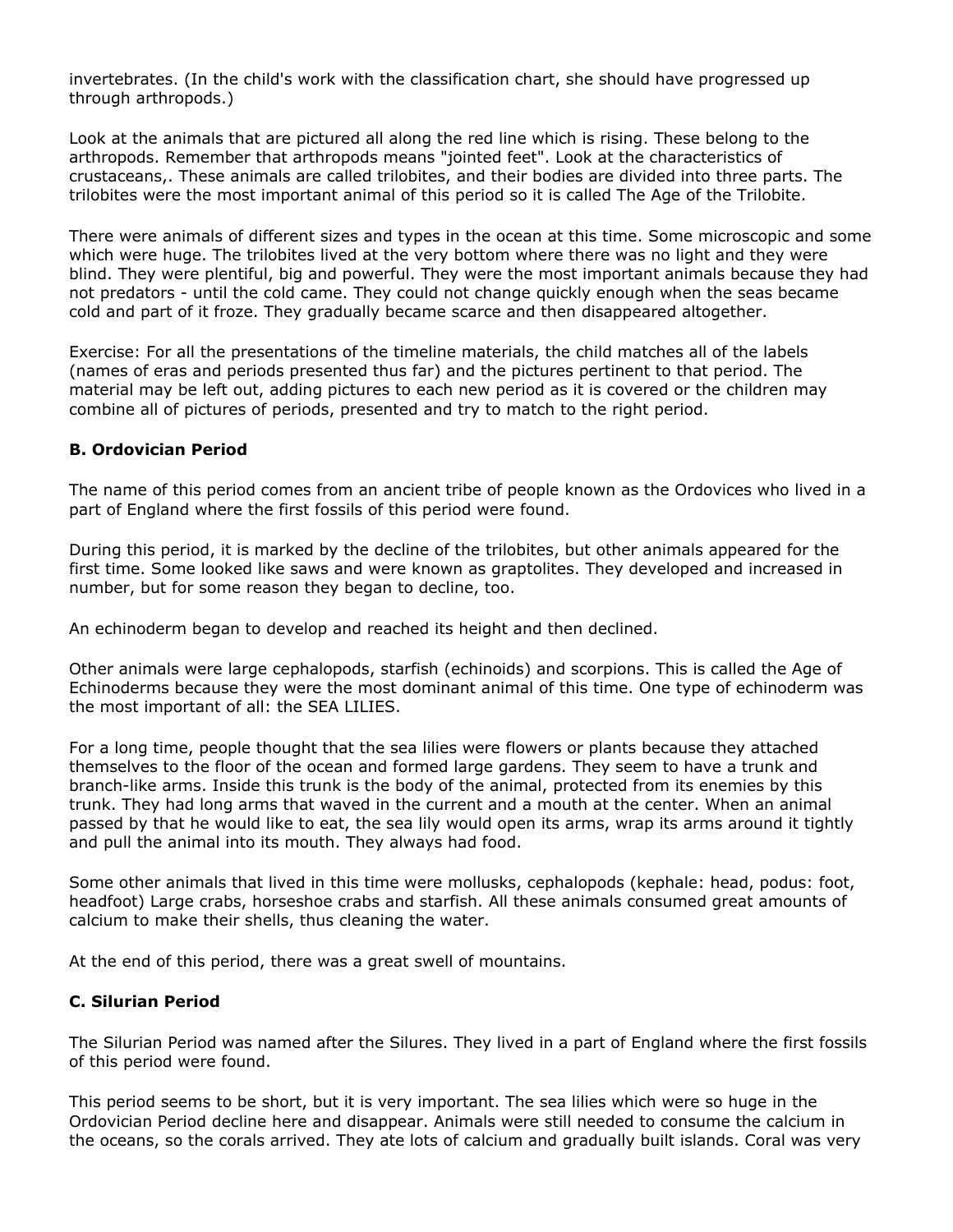invertebrates. (In the child's work with the classification chart, she should have progressed up through arthropods.)

Look at the animals that are pictured all along the red line which is rising. These belong to the arthropods. Remember that arthropods means "jointed feet". Look at the characteristics of crustaceans,. These animals are called trilobites, and their bodies are divided into three parts. The trilobites were the most important animal of this period so it is called The Age of the Trilobite.

There were animals of different sizes and types in the ocean at this time. Some microscopic and some which were huge. The trilobites lived at the very bottom where there was no light and they were blind. They were plentiful, big and powerful. They were the most important animals because they had not predators - until the cold came. They could not change quickly enough when the seas became cold and part of it froze. They gradually became scarce and then disappeared altogether.

Exercise: For all the presentations of the timeline materials, the child matches all of the labels (names of eras and periods presented thus far) and the pictures pertinent to that period. The material may be left out, adding pictures to each new period as it is covered or the children may combine all of pictures of periods, presented and try to match to the right period.

### B. Ordovician Period

The name of this period comes from an ancient tribe of people known as the Ordovices who lived in a part of England where the first fossils of this period were found.

During this period, it is marked by the decline of the trilobites, but other animals appeared for the first time. Some looked like saws and were known as graptolites. They developed and increased in number, but for some reason they began to decline, too.

An echinoderm began to develop and reached its height and then declined.

Other animals were large cephalopods, starfish (echinoids) and scorpions. This is called the Age of Echinoderms because they were the most dominant animal of this time. One type of echinoderm was the most important of all: the SEA LILIES.

For a long time, people thought that the sea lilies were flowers or plants because they attached themselves to the floor of the ocean and formed large gardens. They seem to have a trunk and branch-like arms. Inside this trunk is the body of the animal, protected from its enemies by this trunk. They had long arms that waved in the current and a mouth at the center. When an animal passed by that he would like to eat, the sea lily would open its arms, wrap its arms around it tightly and pull the animal into its mouth. They always had food.

Some other animals that lived in this time were mollusks, cephalopods (kephale: head, podus: foot, headfoot) Large crabs, horseshoe crabs and starfish. All these animals consumed great amounts of calcium to make their shells, thus cleaning the water.

At the end of this period, there was a great swell of mountains.

### C. Silurian Period

The Silurian Period was named after the Silures. They lived in a part of England where the first fossils of this period were found.

This period seems to be short, but it is very important. The sea lilies which were so huge in the Ordovician Period decline here and disappear. Animals were still needed to consume the calcium in the oceans, so the corals arrived. They ate lots of calcium and gradually built islands. Coral was very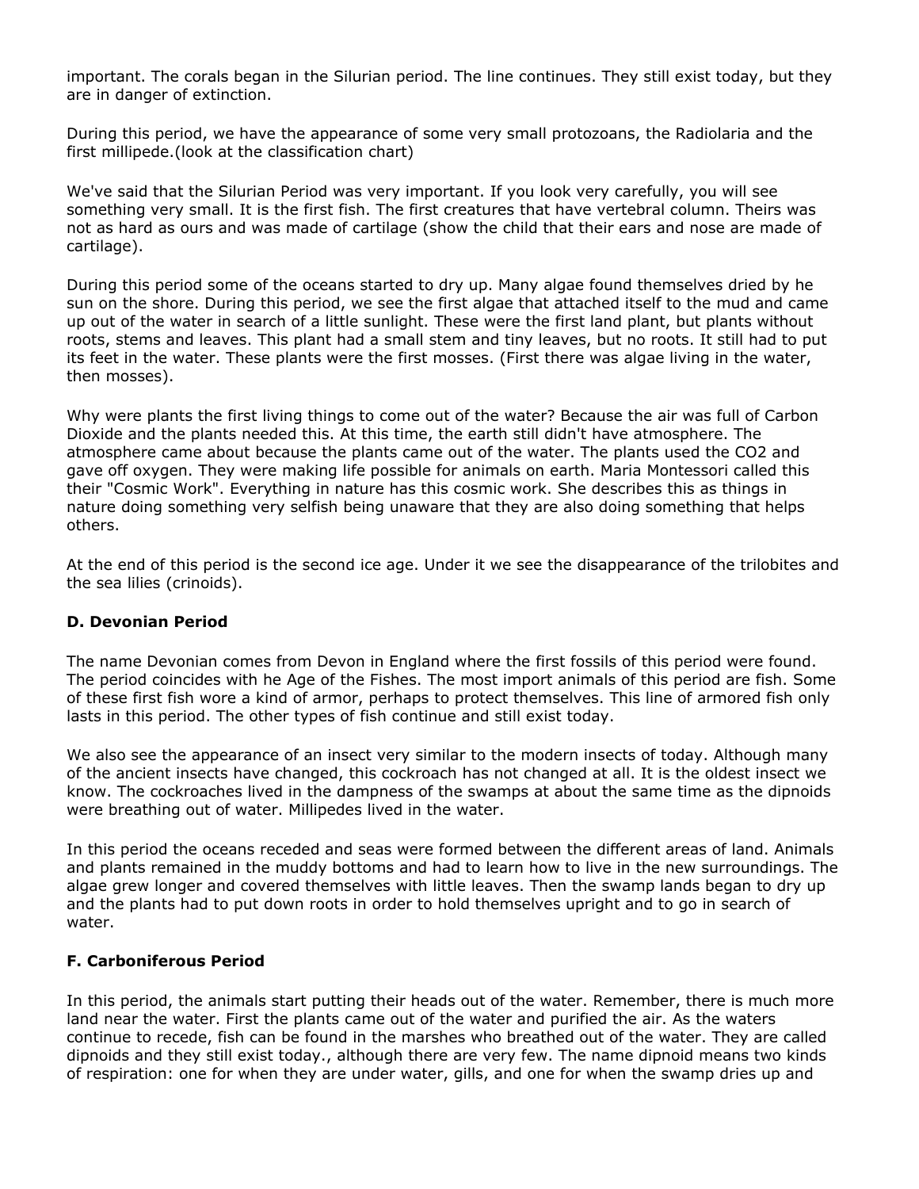important. The corals began in the Silurian period. The line continues. They still exist today, but they are in danger of extinction.

During this period, we have the appearance of some very small protozoans, the Radiolaria and the first millipede.(look at the classification chart)

We've said that the Silurian Period was very important. If you look very carefully, you will see something very small. It is the first fish. The first creatures that have vertebral column. Theirs was not as hard as ours and was made of cartilage (show the child that their ears and nose are made of cartilage).

During this period some of the oceans started to dry up. Many algae found themselves dried by he sun on the shore. During this period, we see the first algae that attached itself to the mud and came up out of the water in search of a little sunlight. These were the first land plant, but plants without roots, stems and leaves. This plant had a small stem and tiny leaves, but no roots. It still had to put its feet in the water. These plants were the first mosses. (First there was algae living in the water, then mosses).

Why were plants the first living things to come out of the water? Because the air was full of Carbon Dioxide and the plants needed this. At this time, the earth still didn't have atmosphere. The atmosphere came about because the plants came out of the water. The plants used the $CO_2$ and gave off oxygen. They were making life possible for animals on earth. Maria Montessori called this their "Cosmic Work". Everything in nature has this cosmic work. She describes this as things in nature doing something very selfish being unaware that they are also doing something that helps others.

At the end of this period is the second ice age. Under it we see the disappearance of the trilobites and the sea lilies (crinoids).

### D. Devonian Period

The name Devonian comes from Devon in England where the first fossils of this period were found. The period coincides with he Age of the Fishes. The most import animals of this period are fish. Some of these first fish wore a kind of armor, perhaps to protect themselves. This line of armored fish only lasts in this period. The other types of fish continue and still exist today.

We also see the appearance of an insect very similar to the modern insects of today. Although many of the ancient insects have changed, this cockroach has not changed at all. It is the oldest insect we know. The cockroaches lived in the dampness of the swamps at about the same time as the dipnoids were breathing out of water. Millipedes lived in the water.

In this period the oceans receded and seas were formed between the different areas of land. Animals and plants remained in the muddy bottoms and had to learn how to live in the new surroundings. The algae grew longer and covered themselves with little leaves. Then the swamp lands began to dry up and the plants had to put down roots in order to hold themselves upright and to go in search of water.

### F. Carboniferous Period

In this period, the animals start putting their heads out of the water. Remember, there is much more land near the water. First the plants came out of the water and purified the air. As the waters continue to recede, fish can be found in the marshes who breathed out of the water. They are called dipnoids and they still exist today., although there are very few. The name dipnoid means two kinds of respiration: one for when they are under water, gills, and one for when the swamp dries up and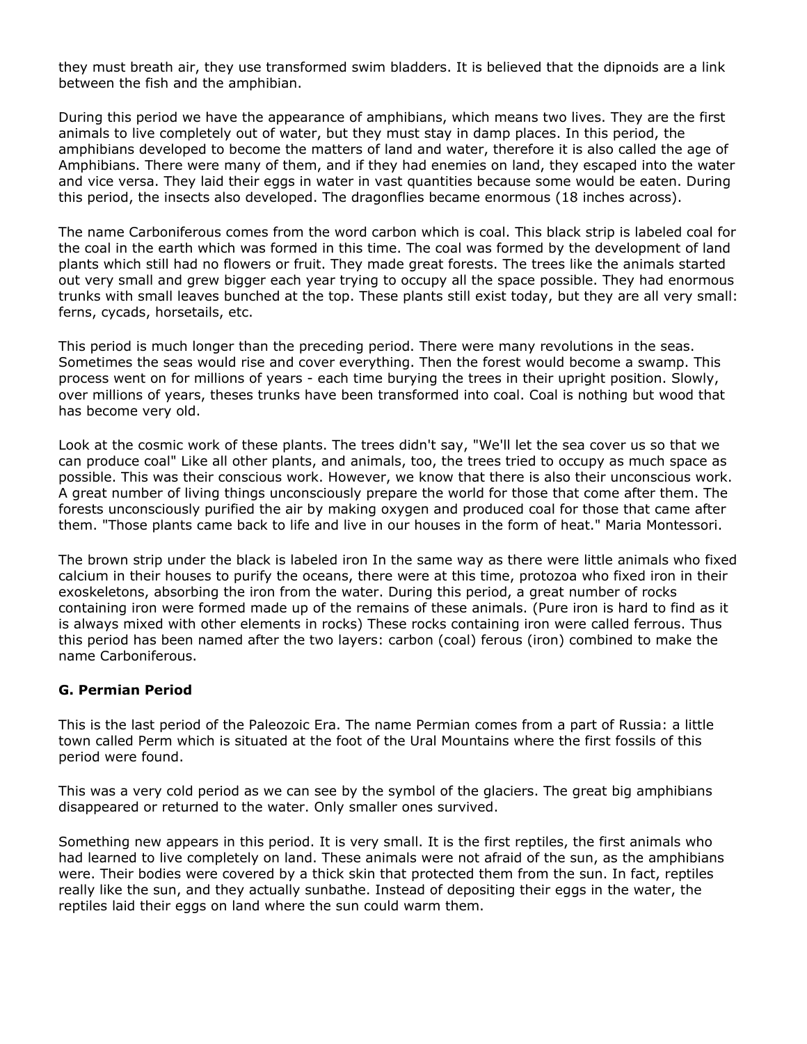they must breath air, they use transformed swim bladders. It is believed that the dipnoids are a link between the fish and the amphibian.

During this period we have the appearance of amphibians, which means two lives. They are the first animals to live completely out of water, but they must stay in damp places. In this period, the amphibians developed to become the matters of land and water, therefore it is also called the age of Amphibians. There were many of them, and if they had enemies on land, they escaped into the water and vice versa. They laid their eggs in water in vast quantities because some would be eaten. During this period, the insects also developed. The dragonflies became enormous (18 inches across).

The name Carboniferous comes from the word carbon which is coal. This black strip is labeled coal for the coal in the earth which was formed in this time. The coal was formed by the development of land plants which still had no flowers or fruit. They made great forests. The trees like the animals started out very small and grew bigger each year trying to occupy all the space possible. They had enormous trunks with small leaves bunched at the top. These plants still exist today, but they are all very small: ferns, cycads, horsetails, etc.

This period is much longer than the preceding period. There were many revolutions in the seas. Sometimes the seas would rise and cover everything. Then the forest would become a swamp. This process went on for millions of years - each time burying the trees in their upright position. Slowly, over millions of years, theses trunks have been transformed into coal. Coal is nothing but wood that has become very old.

Look at the cosmic work of these plants. The trees didn't say, "We'll let the sea cover us so that we can produce coal" Like all other plants, and animals, too, the trees tried to occupy as much space as possible. This was their conscious work. However, we know that there is also their unconscious work. A great number of living things unconsciously prepare the world for those that come after them. The forests unconsciously purified the air by making oxygen and produced coal for those that came after them. "Those plants came back to life and live in our houses in the form of heat." Maria Montessori.

The brown strip under the black is labeled iron In the same way as there were little animals who fixed calcium in their houses to purify the oceans, there were at this time, protozoa who fixed iron in their exoskeletons, absorbing the iron from the water. During this period, a great number of rocks containing iron were formed made up of the remains of these animals. (Pure iron is hard to find as it is always mixed with other elements in rocks) These rocks containing iron were called ferrous. Thus this period has been named after the two layers: carbon (coal) ferous (iron) combined to make the name Carboniferous.

**G. Permian Period**

This is the last period of the Paleozoic Era. The name Permian comes from a part of Russia: a little town called Perm which is situated at the foot of the Ural Mountains where the first fossils of this period were found.

This was a very cold period as we can see by the symbol of the glaciers. The great big amphibians disappeared or returned to the water. Only smaller ones survived.

Something new appears in this period. It is very small. It is the first reptiles, the first animals who had learned to live completely on land. These animals were not afraid of the sun, as the amphibians were. Their bodies were covered by a thick skin that protected them from the sun. In fact, reptiles really like the sun, and they actually sunbathe. Instead of depositing their eggs in the water, the reptiles laid their eggs on land where the sun could warm them.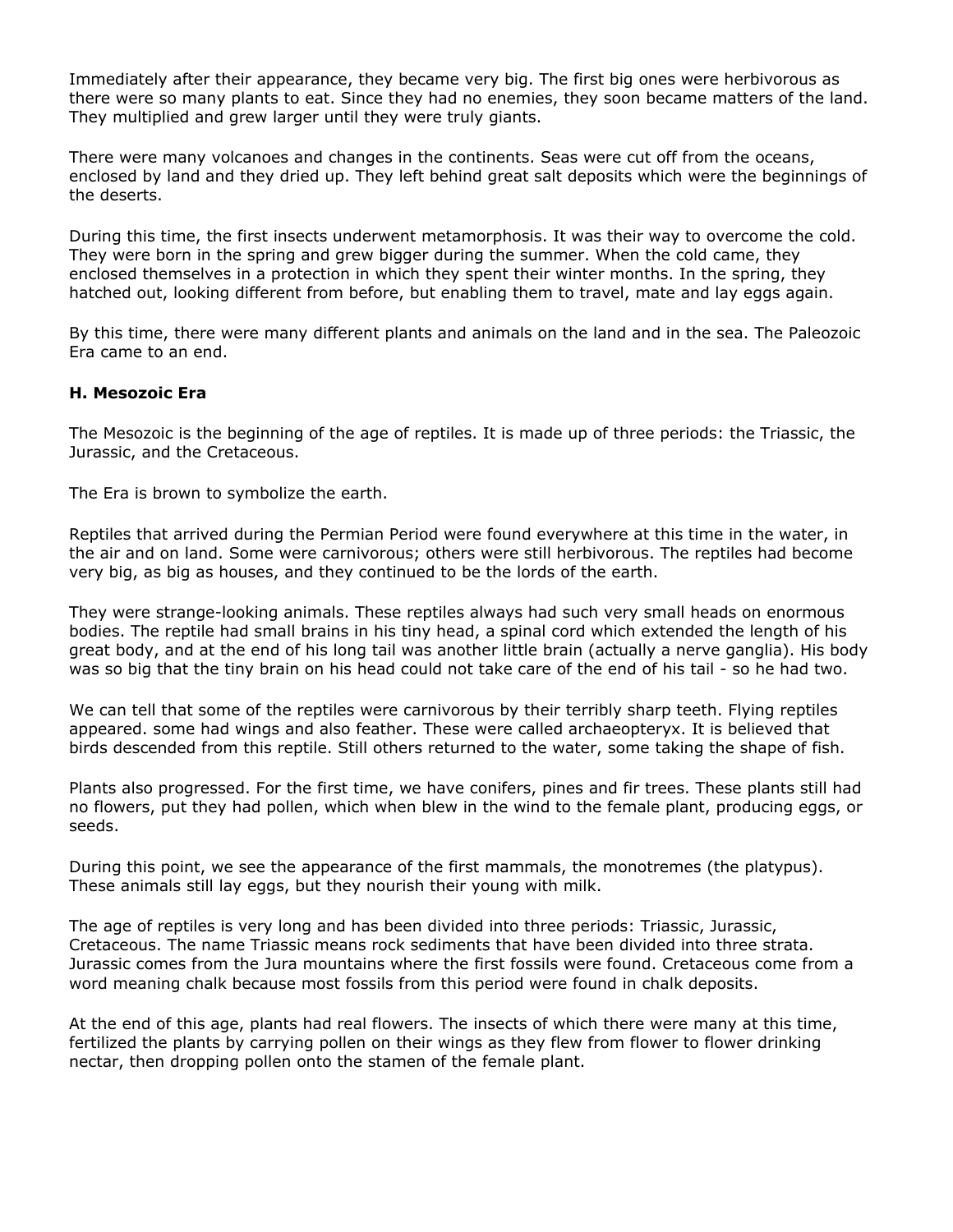Immediately after their appearance, they became very big. The first big ones were herbivorous as there were so many plants to eat. Since they had no enemies, they soon became matters of the land. They multiplied and grew larger until they were truly giants.

There were many volcanoes and changes in the continents. Seas were cut off from the oceans, enclosed by land and they dried up. They left behind great salt deposits which were the beginnings of the deserts.

During this time, the first insects underwent metamorphosis. It was their way to overcome the cold. They were born in the spring and grew bigger during the summer. When the cold came, they enclosed themselves in a protection in which they spent their winter months. In the spring, they hatched out, looking different from before, but enabling them to travel, mate and lay eggs again.

By this time, there were many different plants and animals on the land and in the sea. The Paleozoic Era came to an end.

### H. Mesozoic Era

The Mesozoic is the beginning of the age of reptiles. It is made up of three periods: the Triassic, the Jurassic, and the Cretaceous.

The Era is brown to symbolize the earth.

Reptiles that arrived during the Permian Period were found everywhere at this time in the water, in the air and on land. Some were carnivorous; others were still herbivorous. The reptiles had become very big, as big as houses, and they continued to be the lords of the earth.

They were strange-looking animals. These reptiles always had such very small heads on enormous bodies. The reptile had small brains in his tiny head, a spinal cord which extended the length of his great body, and at the end of his long tail was another little brain (actually a nerve ganglia). His body was so big that the tiny brain on his head could not take care of the end of his tail - so he had two.

We can tell that some of the reptiles were carnivorous by their terribly sharp teeth. Flying reptiles appeared. some had wings and also feather. These were called archaeopteryx. It is believed that birds descended from this reptile. Still others returned to the water, some taking the shape of fish.

Plants also progressed. For the first time, we have conifers, pines and fir trees. These plants still had no flowers, put they had pollen, which when blew in the wind to the female plant, producing eggs, or seeds.

During this point, we see the appearance of the first mammals, the monotremes (the platypus). These animals still lay eggs, but they nourish their young with milk.

The age of reptiles is very long and has been divided into three periods: Triassic, Jurassic, Cretaceous. The name Triassic means rock sediments that have been divided into three strata. Jurassic comes from the Jura mountains where the first fossils were found. Cretaceous come from a word meaning chalk because most fossils from this period were found in chalk deposits.

At the end of this age, plants had real flowers. The insects of which there were many at this time, fertilized the plants by carrying pollen on their wings as they flew from flower to flower drinking nectar, then dropping pollen onto the stamen of the female plant.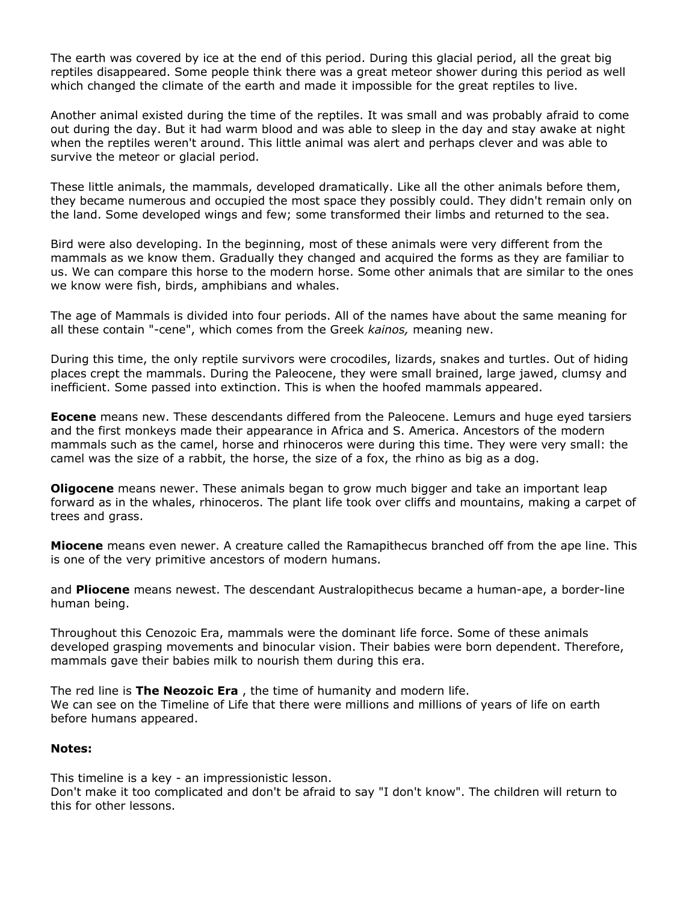The earth was covered by ice at the end of this period. During this glacial period, all the great big reptiles disappeared. Some people think there was a great meteor shower during this period as well which changed the climate of the earth and made it impossible for the great reptiles to live.

Another animal existed during the time of the reptiles. It was small and was probably afraid to come out during the day. But it had warm blood and was able to sleep in the day and stay awake at night when the reptiles weren't around. This little animal was alert and perhaps clever and was able to survive the meteor or glacial period.

These little animals, the mammals, developed dramatically. Like all the other animals before them, they became numerous and occupied the most space they possibly could. They didn't remain only on the land. Some developed wings and few; some transformed their limbs and returned to the sea.

Bird were also developing. In the beginning, most of these animals were very different from the mammals as we know them. Gradually they changed and acquired the forms as they are familiar to us. We can compare this horse to the modern horse. Some other animals that are similar to the ones we know were fish, birds, amphibians and whales.

The age of Mammals is divided into four periods. All of the names have about the same meaning for all these contain "-cene", which comes from the Greek *kainos,* meaning new.

During this time, the only reptile survivors were crocodiles, lizards, snakes and turtles. Out of hiding places crept the mammals. During the Paleocene, they were small brained, large jawed, clumsy and inefficient. Some passed into extinction. This is when the hoofed mammals appeared.

**Eocene** means new. These descendants differed from the Paleocene. Lemurs and huge eyed tarsiers and the first monkeys made their appearance in Africa and S. America. Ancestors of the modern mammals such as the camel, horse and rhinoceros were during this time. They were very small: the camel was the size of a rabbit, the horse, the size of a fox, the rhino as big as a dog.

**Oligocene** means newer. These animals began to grow much bigger and take an important leap forward as in the whales, rhinoceros. The plant life took over cliffs and mountains, making a carpet of trees and grass.

**Miocene** means even newer. A creature called the Ramapithecus branched off from the ape line. This is one of the very primitive ancestors of modern humans.

and **Pliocene** means newest. The descendant Australopithecus became a human-ape, a border-line human being.

Throughout this Cenozoic Era, mammals were the dominant life force. Some of these animals developed grasping movements and binocular vision. Their babies were born dependent. Therefore, mammals gave their babies milk to nourish them during this era.

The red line is **The Neozoic Era** , the time of humanity and modern life.
We can see on the Timeline of Life that there were millions and millions of years of life on earth before humans appeared.

**Notes:**

This timeline is a key - an impressionistic lesson.
Don't make it too complicated and don't be afraid to say "I don't know". The children will return to this for other lessons.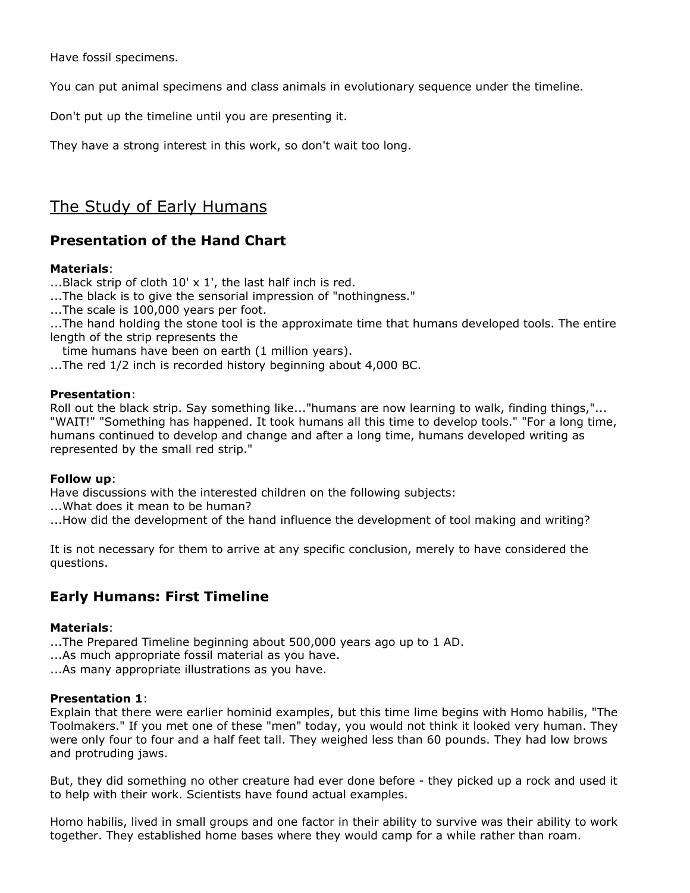Have fossil specimens.

You can put animal specimens and class animals in evolutionary sequence under the timeline.

Don't put up the timeline until you are presenting it.

They have a strong interest in this work, so don't wait too long.

## The Study of Early Humans

### Presentation of the Hand Chart

**Materials**:
...Black strip of cloth 10' x 1', the last half inch is red.
...The black is to give the sensorial impression of "nothingness."
...The scale is 100,000 years per foot.
...The hand holding the stone tool is the approximate time that humans developed tools. The entire length of the strip represents the
time humans have been on earth (1 million years).
...The red 1/2 inch is recorded history beginning about 4,000 BC.

**Presentation**:
Roll out the black strip. Say something like..."humans are now learning to walk, finding things,"... "WAIT!" "Something has happened. It took humans all this time to develop tools." "For a long time, humans continued to develop and change and after a long time, humans developed writing as represented by the small red strip."

**Follow up**:
Have discussions with the interested children on the following subjects:
...What does it mean to be human?
...How did the development of the hand influence the development of tool making and writing?

It is not necessary for them to arrive at any specific conclusion, merely to have considered the questions.

### Early Humans: First Timeline

**Materials**:
...The Prepared Timeline beginning about 500,000 years ago up to 1 AD.
...As much appropriate fossil material as you have.
...As many appropriate illustrations as you have.

**Presentation 1**:
Explain that there were earlier hominid examples, but this time lime begins with Homo habilis, "The Toolmakers." If you met one of these "men" today, you would not think it looked very human. They were only four to four and a half feet tall. They weighed less than 60 pounds. They had low brows and protruding jaws.

But, they did something no other creature had ever done before - they picked up a rock and used it to help with their work. Scientists have found actual examples.

Homo habilis, lived in small groups and one factor in their ability to survive was their ability to work together. They established home bases where they would camp for a while rather than roam.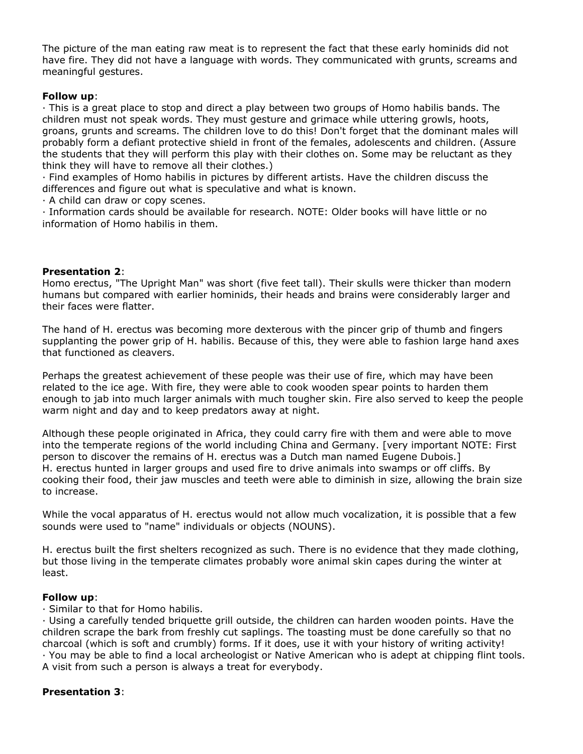The picture of the man eating raw meat is to represent the fact that these early hominids did not have fire. They did not have a language with words. They communicated with grunts, screams and meaningful gestures.

**Follow up**:

- This is a great place to stop and direct a play between two groups of Homo habilis bands. The children must not speak words. They must gesture and grimace while uttering growls, hoots, groans, grunts and screams. The children love to do this! Don't forget that the dominant males will probably form a defiant protective shield in front of the females, adolescents and children. (Assure the students that they will perform this play with their clothes on. Some may be reluctant as they think they will have to remove all their clothes.)
- Find examples of Homo habilis in pictures by different artists. Have the children discuss the differences and figure out what is speculative and what is known.
- A child can draw or copy scenes.
- Information cards should be available for research. NOTE: Older books will have little or no information of Homo habilis in them.

**Presentation 2**:

Homo erectus, "The Upright Man" was short (five feet tall). Their skulls were thicker than modern humans but compared with earlier hominids, their heads and brains were considerably larger and their faces were flatter.

The hand of H. erectus was becoming more dexterous with the pincer grip of thumb and fingers supplanting the power grip of H. habilis. Because of this, they were able to fashion large hand axes that functioned as cleavers.

Perhaps the greatest achievement of these people was their use of fire, which may have been related to the ice age. With fire, they were able to cook wooden spear points to harden them enough to jab into much larger animals with much tougher skin. Fire also served to keep the people warm night and day and to keep predators away at night.

Although these people originated in Africa, they could carry fire with them and were able to move into the temperate regions of the world including China and Germany. [very important NOTE: First person to discover the remains of H. erectus was a Dutch man named Eugene Dubois.]
H. erectus hunted in larger groups and used fire to drive animals into swamps or off cliffs. By cooking their food, their jaw muscles and teeth were able to diminish in size, allowing the brain size to increase.

While the vocal apparatus of H. erectus would not allow much vocalization, it is possible that a few sounds were used to "name" individuals or objects (NOUNS).

H. erectus built the first shelters recognized as such. There is no evidence that they made clothing, but those living in the temperate climates probably wore animal skin capes during the winter at least.

**Follow up**:

- Similar to that for Homo habilis.
- Using a carefully tended briquette grill outside, the children can harden wooden points. Have the children scrape the bark from freshly cut saplings. The toasting must be done carefully so that no charcoal (which is soft and crumbly) forms. If it does, use it with your history of writing activity!
- You may be able to find a local archeologist or Native American who is adept at chipping flint tools. A visit from such a person is always a treat for everybody.

**Presentation 3**: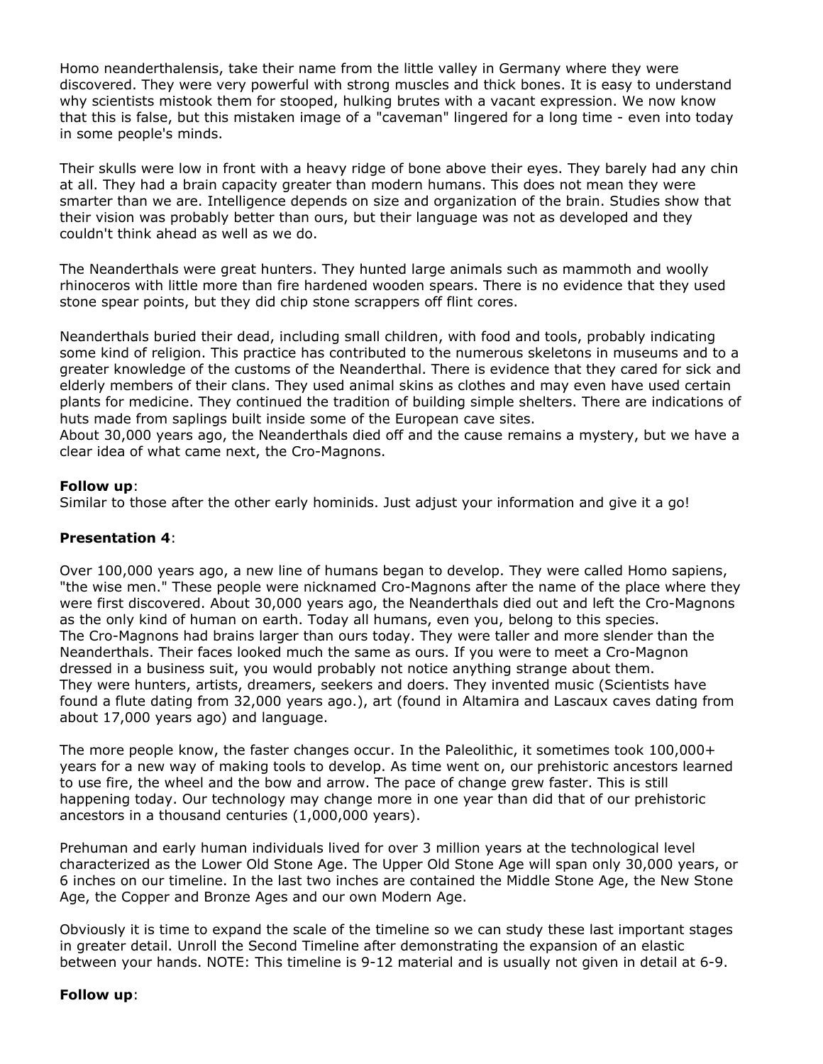Homo neanderthalensis, take their name from the little valley in Germany where they were discovered. They were very powerful with strong muscles and thick bones. It is easy to understand why scientists mistook them for stooped, hulking brutes with a vacant expression. We now know that this is false, but this mistaken image of a "caveman" lingered for a long time - even into today in some people's minds.

Their skulls were low in front with a heavy ridge of bone above their eyes. They barely had any chin at all. They had a brain capacity greater than modern humans. This does not mean they were smarter than we are. Intelligence depends on size and organization of the brain. Studies show that their vision was probably better than ours, but their language was not as developed and they couldn't think ahead as well as we do.

The Neanderthals were great hunters. They hunted large animals such as mammoth and woolly rhinoceros with little more than fire hardened wooden spears. There is no evidence that they used stone spear points, but they did chip stone scrappers off flint cores.

Neanderthals buried their dead, including small children, with food and tools, probably indicating some kind of religion. This practice has contributed to the numerous skeletons in museums and to a greater knowledge of the customs of the Neanderthal. There is evidence that they cared for sick and elderly members of their clans. They used animal skins as clothes and may even have used certain plants for medicine. They continued the tradition of building simple shelters. There are indications of huts made from saplings built inside some of the European cave sites.
About 30,000 years ago, the Neanderthals died off and the cause remains a mystery, but we have a clear idea of what came next, the Cro-Magnons.

**Follow up**:
Similar to those after the other early hominids. Just adjust your information and give it a go!

**Presentation 4**:

Over 100,000 years ago, a new line of humans began to develop. They were called Homo sapiens, "the wise men." These people were nicknamed Cro-Magnons after the name of the place where they were first discovered. About 30,000 years ago, the Neanderthals died out and left the Cro-Magnons as the only kind of human on earth. Today all humans, even you, belong to this species.
The Cro-Magnons had brains larger than ours today. They were taller and more slender than the Neanderthals. Their faces looked much the same as ours. If you were to meet a Cro-Magnon dressed in a business suit, you would probably not notice anything strange about them.
They were hunters, artists, dreamers, seekers and doers. They invented music (Scientists have found a flute dating from 32,000 years ago.), art (found in Altamira and Lascaux caves dating from about 17,000 years ago) and language.

The more people know, the faster changes occur. In the Paleolithic, it sometimes took 100,000+ years for a new way of making tools to develop. As time went on, our prehistoric ancestors learned to use fire, the wheel and the bow and arrow. The pace of change grew faster. This is still happening today. Our technology may change more in one year than did that of our prehistoric ancestors in a thousand centuries (1,000,000 years).

Prehuman and early human individuals lived for over 3 million years at the technological level characterized as the Lower Old Stone Age. The Upper Old Stone Age will span only 30,000 years, or 6 inches on our timeline. In the last two inches are contained the Middle Stone Age, the New Stone Age, the Copper and Bronze Ages and our own Modern Age.

Obviously it is time to expand the scale of the timeline so we can study these last important stages in greater detail. Unroll the Second Timeline after demonstrating the expansion of an elastic between your hands. NOTE: This timeline is 9-12 material and is usually not given in detail at 6-9.

**Follow up**: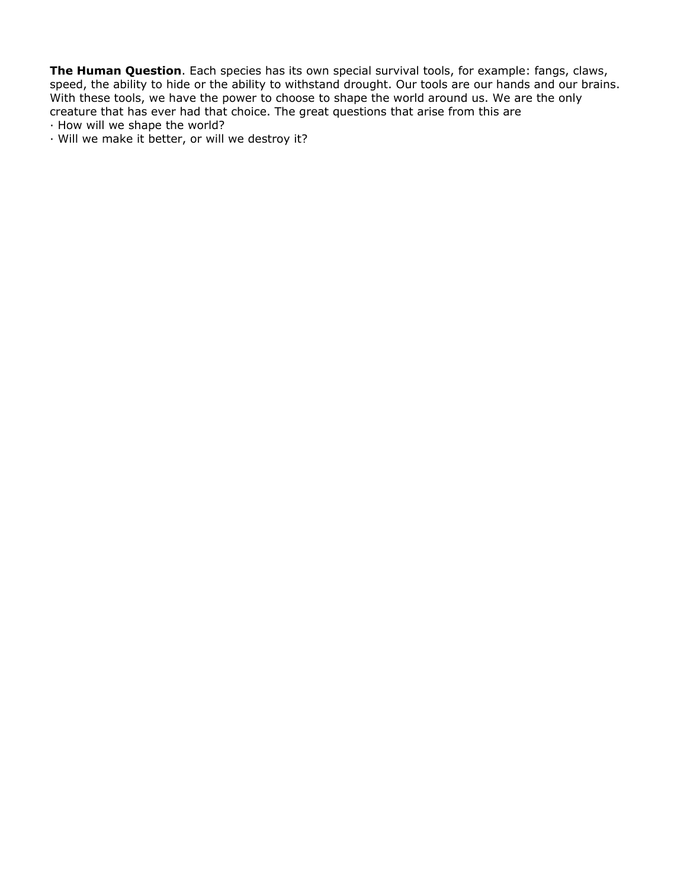**The Human Question**. Each species has its own special survival tools, for example: fangs, claws, speed, the ability to hide or the ability to withstand drought. Our tools are our hands and our brains. With these tools, we have the power to choose to shape the world around us. We are the only creature that has ever had that choice. The great questions that arise from this are

- How will we shape the world?
- Will we make it better, or will we destroy it?